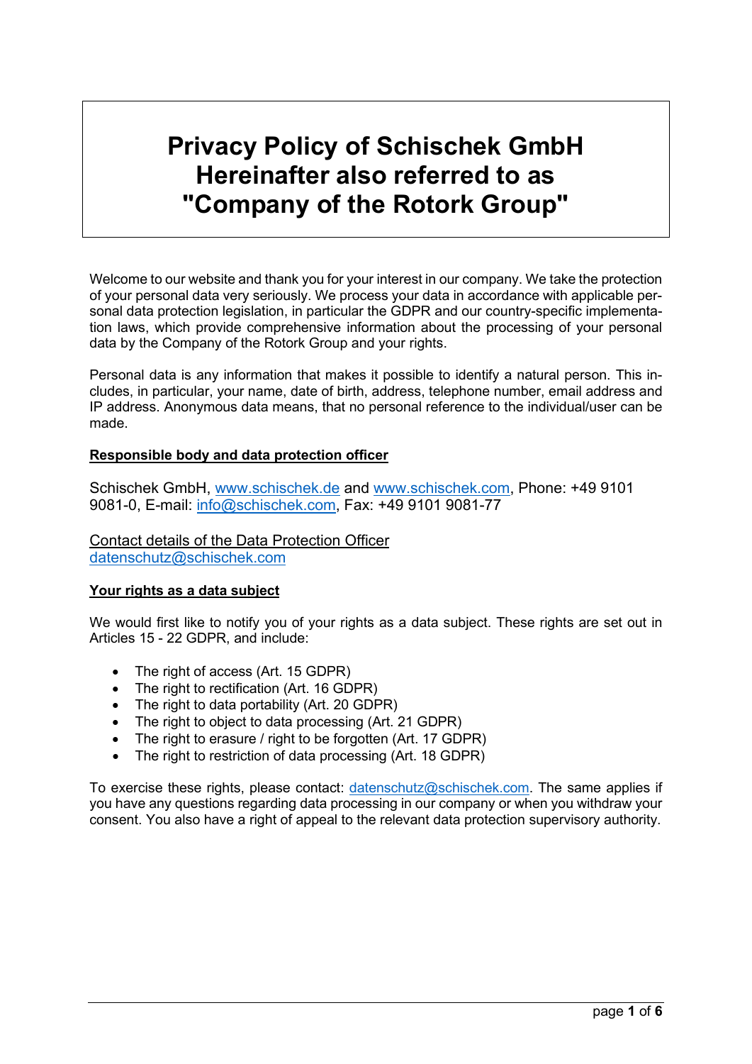# Privacy Policy of Schischek GmbH Hereinafter also referred to as "Company of the Rotork Group"

Welcome to our website and thank you for your interest in our company. We take the protection of your personal data very seriously. We process your data in accordance with applicable personal data protection legislation, in particular the GDPR and our country-specific implementation laws, which provide comprehensive information about the processing of your personal data by the Company of the Rotork Group and your rights.

Personal data is any information that makes it possible to identify a natural person. This includes, in particular, your name, date of birth, address, telephone number, email address and IP address. Anonymous data means, that no personal reference to the individual/user can be made.

## Responsible body and data protection officer

Schischek GmbH, www.schischek.de and www.schischek.com, Phone: +49 9101 9081-0, E-mail: info@schischek.com, Fax: +49 9101 9081-77

Contact details of the Data Protection Officer
datenschutz@schischek.com

## Your rights as a data subject

We would first like to notify you of your rights as a data subject. These rights are set out in Articles 15 - 22 GDPR, and include:

- The right of access (Art. 15 GDPR)
- The right to rectification (Art. 16 GDPR)
- The right to data portability (Art. 20 GDPR)
- The right to object to data processing (Art. 21 GDPR)
- The right to erasure / right to be forgotten (Art. 17 GDPR)
- The right to restriction of data processing (Art. 18 GDPR)

To exercise these rights, please contact: datenschutz@schischek.com. The same applies if you have any questions regarding data processing in our company or when you withdraw your consent. You also have a right of appeal to the relevant data protection supervisory authority.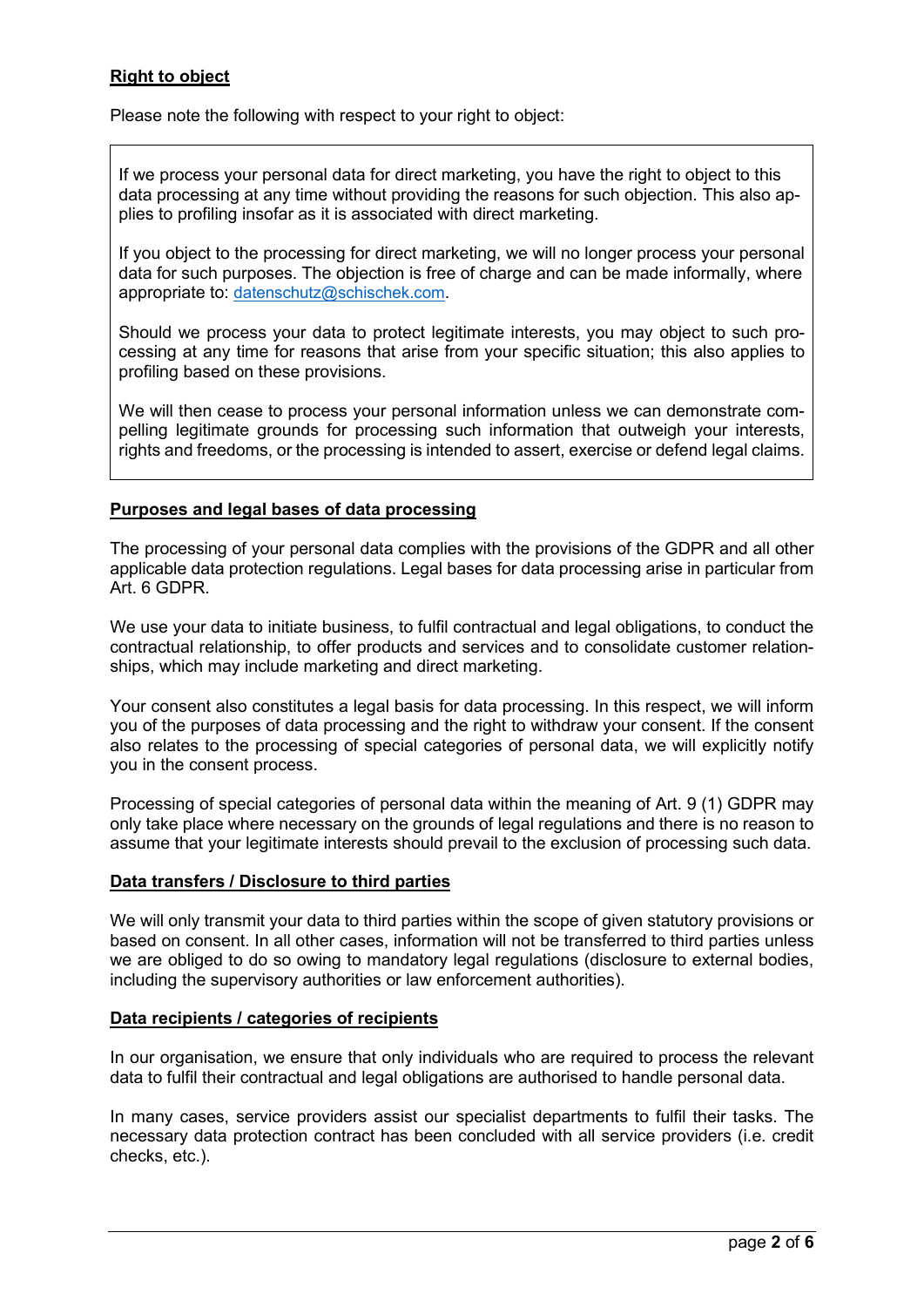**Right to object**

Please note the following with respect to your right to object:

> If we process your personal data for direct marketing, you have the right to object to this data processing at any time without providing the reasons for such objection. This also applies to profiling insofar as it is associated with direct marketing.
>
> If you object to the processing for direct marketing, we will no longer process your personal data for such purposes. The objection is free of charge and can be made informally, where appropriate to: datenschutz@schischek.com.
>
> Should we process your data to protect legitimate interests, you may object to such processing at any time for reasons that arise from your specific situation; this also applies to profiling based on these provisions.
>
> We will then cease to process your personal information unless we can demonstrate compelling legitimate grounds for processing such information that outweigh your interests, rights and freedoms, or the processing is intended to assert, exercise or defend legal claims.

**Purposes and legal bases of data processing**

The processing of your personal data complies with the provisions of the GDPR and all other applicable data protection regulations. Legal bases for data processing arise in particular from Art. 6 GDPR.

We use your data to initiate business, to fulfil contractual and legal obligations, to conduct the contractual relationship, to offer products and services and to consolidate customer relationships, which may include marketing and direct marketing.

Your consent also constitutes a legal basis for data processing. In this respect, we will inform you of the purposes of data processing and the right to withdraw your consent. If the consent also relates to the processing of special categories of personal data, we will explicitly notify you in the consent process.

Processing of special categories of personal data within the meaning of Art. 9 (1) GDPR may only take place where necessary on the grounds of legal regulations and there is no reason to assume that your legitimate interests should prevail to the exclusion of processing such data.

**Data transfers / Disclosure to third parties**

We will only transmit your data to third parties within the scope of given statutory provisions or based on consent. In all other cases, information will not be transferred to third parties unless we are obliged to do so owing to mandatory legal regulations (disclosure to external bodies, including the supervisory authorities or law enforcement authorities).

**Data recipients / categories of recipients**

In our organisation, we ensure that only individuals who are required to process the relevant data to fulfil their contractual and legal obligations are authorised to handle personal data.

In many cases, service providers assist our specialist departments to fulfil their tasks. The necessary data protection contract has been concluded with all service providers (i.e. credit checks, etc.).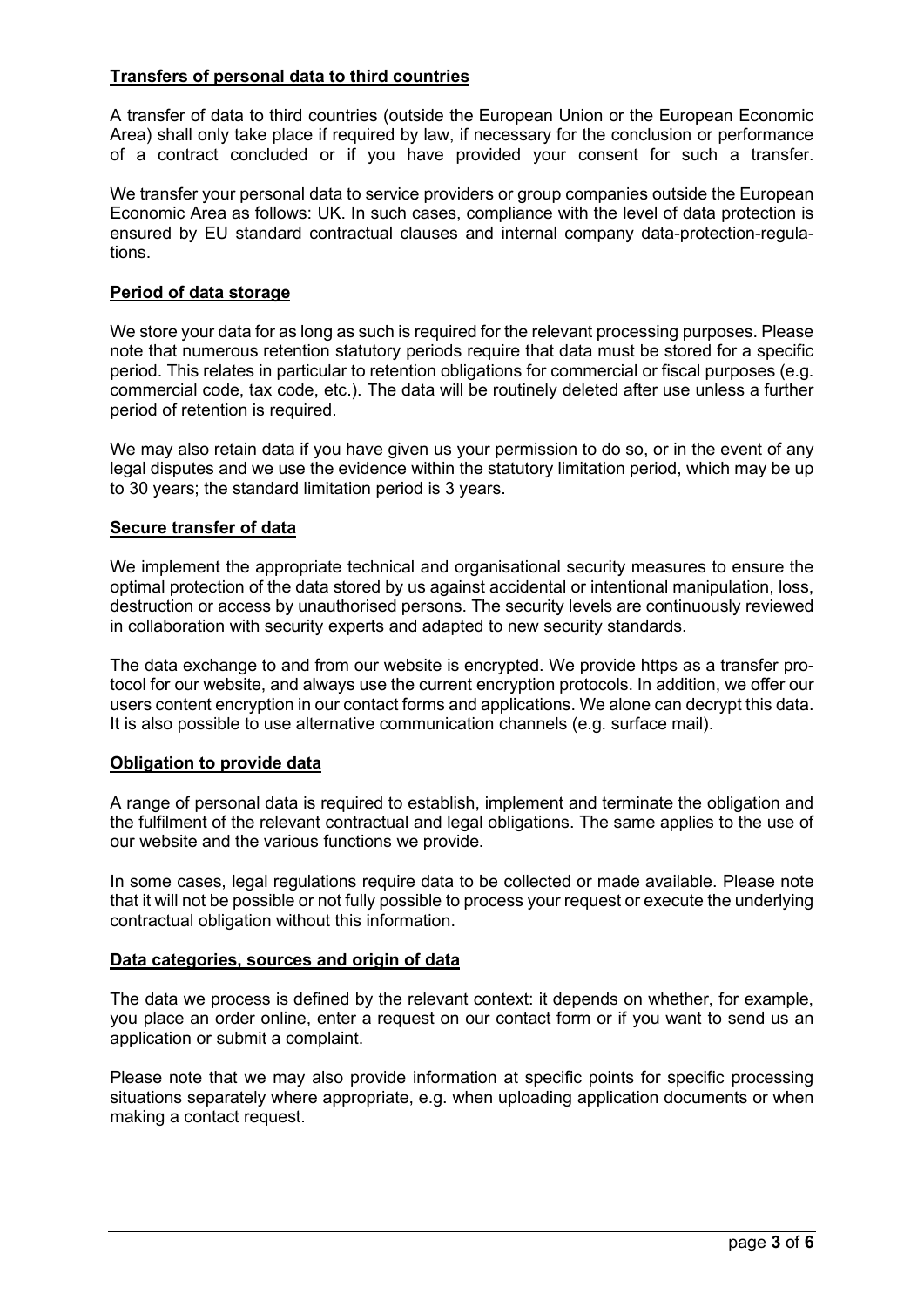## Transfers of personal data to third countries

A transfer of data to third countries (outside the European Union or the European Economic Area) shall only take place if required by law, if necessary for the conclusion or performance of a contract concluded or if you have provided your consent for such a transfer.

We transfer your personal data to service providers or group companies outside the European Economic Area as follows: UK. In such cases, compliance with the level of data protection is ensured by EU standard contractual clauses and internal company data-protection-regulations.

## Period of data storage

We store your data for as long as such is required for the relevant processing purposes. Please note that numerous retention statutory periods require that data must be stored for a specific period. This relates in particular to retention obligations for commercial or fiscal purposes (e.g. commercial code, tax code, etc.). The data will be routinely deleted after use unless a further period of retention is required.

We may also retain data if you have given us your permission to do so, or in the event of any legal disputes and we use the evidence within the statutory limitation period, which may be up to 30 years; the standard limitation period is 3 years.

## Secure transfer of data

We implement the appropriate technical and organisational security measures to ensure the optimal protection of the data stored by us against accidental or intentional manipulation, loss, destruction or access by unauthorised persons. The security levels are continuously reviewed in collaboration with security experts and adapted to new security standards.

The data exchange to and from our website is encrypted. We provide https as a transfer protocol for our website, and always use the current encryption protocols. In addition, we offer our users content encryption in our contact forms and applications. We alone can decrypt this data. It is also possible to use alternative communication channels (e.g. surface mail).

## Obligation to provide data

A range of personal data is required to establish, implement and terminate the obligation and the fulfilment of the relevant contractual and legal obligations. The same applies to the use of our website and the various functions we provide.

In some cases, legal regulations require data to be collected or made available. Please note that it will not be possible or not fully possible to process your request or execute the underlying contractual obligation without this information.

## Data categories, sources and origin of data

The data we process is defined by the relevant context: it depends on whether, for example, you place an order online, enter a request on our contact form or if you want to send us an application or submit a complaint.

Please note that we may also provide information at specific points for specific processing situations separately where appropriate, e.g. when uploading application documents or when making a contact request.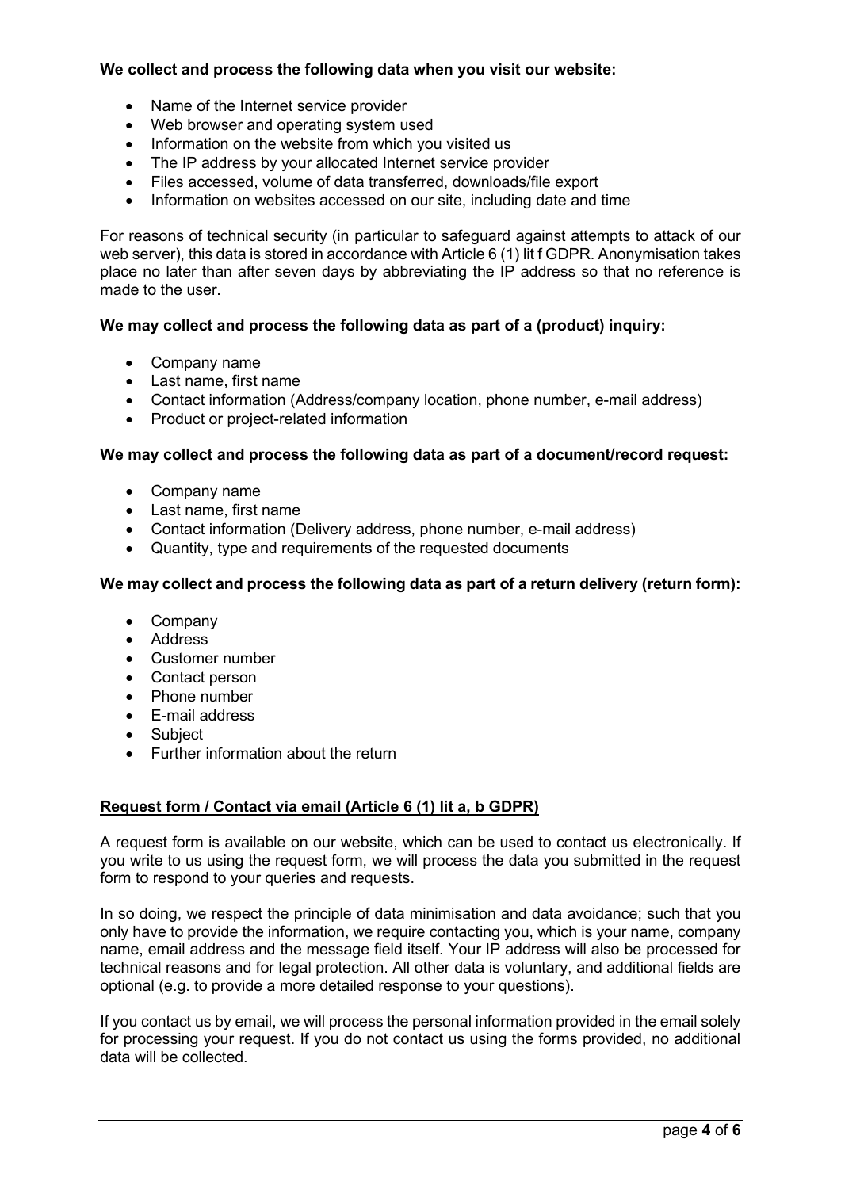**We collect and process the following data when you visit our website:**

- Name of the Internet service provider
- Web browser and operating system used
- Information on the website from which you visited us
- The IP address by your allocated Internet service provider
- Files accessed, volume of data transferred, downloads/file export
- Information on websites accessed on our site, including date and time

For reasons of technical security (in particular to safeguard against attempts to attack of our web server), this data is stored in accordance with Article 6 (1) lit f GDPR. Anonymisation takes place no later than after seven days by abbreviating the IP address so that no reference is made to the user.

**We may collect and process the following data as part of a (product) inquiry:**

- Company name
- Last name, first name
- Contact information (Address/company location, phone number, e-mail address)
- Product or project-related information

**We may collect and process the following data as part of a document/record request:**

- Company name
- Last name, first name
- Contact information (Delivery address, phone number, e-mail address)
- Quantity, type and requirements of the requested documents

**We may collect and process the following data as part of a return delivery (return form):**

- Company
- Address
- Customer number
- Contact person
- Phone number
- E-mail address
- Subject
- Further information about the return

## Request form / Contact via email (Article 6 (1) lit a, b GDPR)

A request form is available on our website, which can be used to contact us electronically. If you write to us using the request form, we will process the data you submitted in the request form to respond to your queries and requests.

In so doing, we respect the principle of data minimisation and data avoidance; such that you only have to provide the information, we require contacting you, which is your name, company name, email address and the message field itself. Your IP address will also be processed for technical reasons and for legal protection. All other data is voluntary, and additional fields are optional (e.g. to provide a more detailed response to your questions).

If you contact us by email, we will process the personal information provided in the email solely for processing your request. If you do not contact us using the forms provided, no additional data will be collected.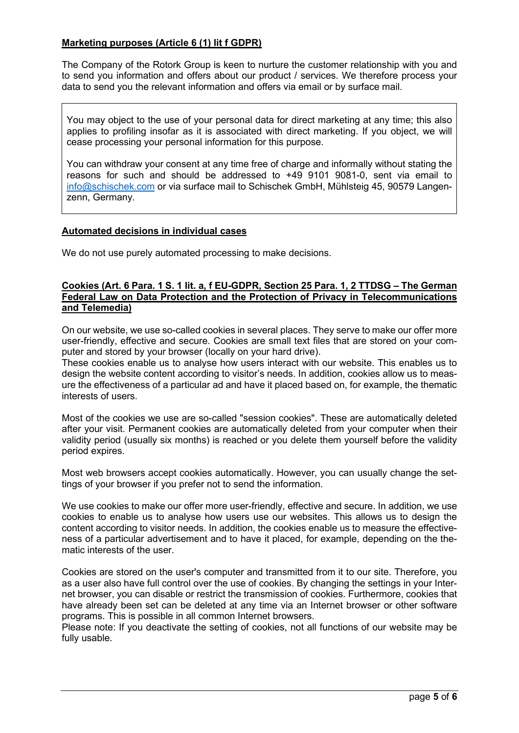**Marketing purposes (Article 6 (1) lit f GDPR)**

The Company of the Rotork Group is keen to nurture the customer relationship with you and to send you information and offers about our product / services. We therefore process your data to send you the relevant information and offers via email or by surface mail.

> You may object to the use of your personal data for direct marketing at any time; this also applies to profiling insofar as it is associated with direct marketing. If you object, we will cease processing your personal information for this purpose.
>
> You can withdraw your consent at any time free of charge and informally without stating the reasons for such and should be addressed to +49 9101 9081-0, sent via email to info@schischek.com or via surface mail to Schischek GmbH, Mühlsteig 45, 90579 Langenzenn, Germany.

**Automated decisions in individual cases**

We do not use purely automated processing to make decisions.

**Cookies (Art. 6 Para. 1 S. 1 lit. a, f EU-GDPR, Section 25 Para. 1, 2 TTDSG – The German Federal Law on Data Protection and the Protection of Privacy in Telecommunications and Telemedia)**

On our website, we use so-called cookies in several places. They serve to make our offer more user-friendly, effective and secure. Cookies are small text files that are stored on your computer and stored by your browser (locally on your hard drive).
These cookies enable us to analyse how users interact with our website. This enables us to design the website content according to visitor's needs. In addition, cookies allow us to measure the effectiveness of a particular ad and have it placed based on, for example, the thematic interests of users.

Most of the cookies we use are so-called "session cookies". These are automatically deleted after your visit. Permanent cookies are automatically deleted from your computer when their validity period (usually six months) is reached or you delete them yourself before the validity period expires.

Most web browsers accept cookies automatically. However, you can usually change the settings of your browser if you prefer not to send the information.

We use cookies to make our offer more user-friendly, effective and secure. In addition, we use cookies to enable us to analyse how users use our websites. This allows us to design the content according to visitor needs. In addition, the cookies enable us to measure the effectiveness of a particular advertisement and to have it placed, for example, depending on the thematic interests of the user.

Cookies are stored on the user's computer and transmitted from it to our site. Therefore, you as a user also have full control over the use of cookies. By changing the settings in your Internet browser, you can disable or restrict the transmission of cookies. Furthermore, cookies that have already been set can be deleted at any time via an Internet browser or other software programs. This is possible in all common Internet browsers.
Please note: If you deactivate the setting of cookies, not all functions of our website may be fully usable.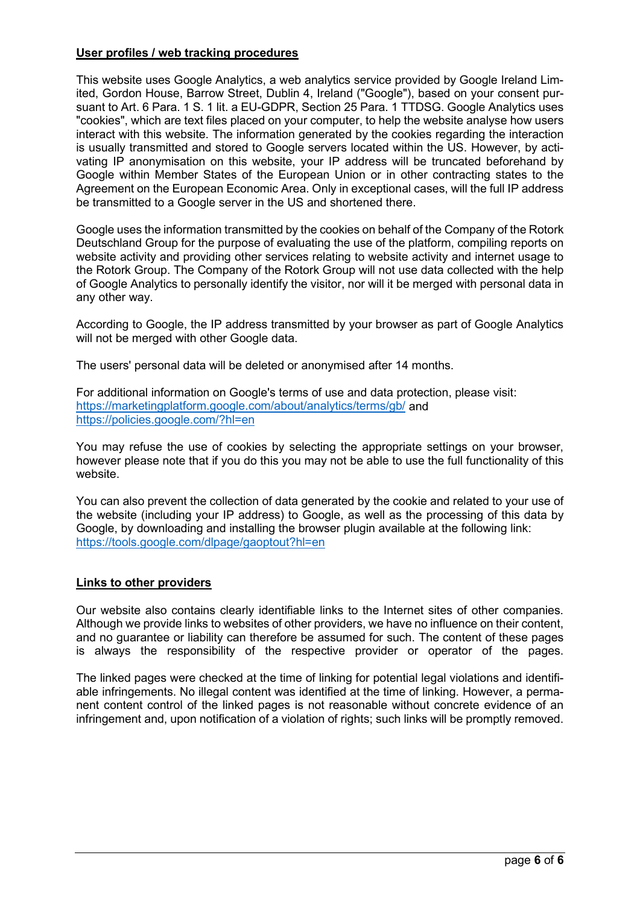**User profiles / web tracking procedures**

This website uses Google Analytics, a web analytics service provided by Google Ireland Limited, Gordon House, Barrow Street, Dublin 4, Ireland ("Google"), based on your consent pursuant to Art. 6 Para. 1 S. 1 lit. a EU-GDPR, Section 25 Para. 1 TTDSG. Google Analytics uses "cookies", which are text files placed on your computer, to help the website analyse how users interact with this website. The information generated by the cookies regarding the interaction is usually transmitted and stored to Google servers located within the US. However, by activating IP anonymisation on this website, your IP address will be truncated beforehand by Google within Member States of the European Union or in other contracting states to the Agreement on the European Economic Area. Only in exceptional cases, will the full IP address be transmitted to a Google server in the US and shortened there.

Google uses the information transmitted by the cookies on behalf of the Company of the Rotork Deutschland Group for the purpose of evaluating the use of the platform, compiling reports on website activity and providing other services relating to website activity and internet usage to the Rotork Group. The Company of the Rotork Group will not use data collected with the help of Google Analytics to personally identify the visitor, nor will it be merged with personal data in any other way.

According to Google, the IP address transmitted by your browser as part of Google Analytics will not be merged with other Google data.

The users' personal data will be deleted or anonymised after 14 months.

For additional information on Google's terms of use and data protection, please visit:
https://marketingplatform.google.com/about/analytics/terms/gb/ and
https://policies.google.com/?hl=en

You may refuse the use of cookies by selecting the appropriate settings on your browser, however please note that if you do this you may not be able to use the full functionality of this website.

You can also prevent the collection of data generated by the cookie and related to your use of the website (including your IP address) to Google, as well as the processing of this data by Google, by downloading and installing the browser plugin available at the following link:
https://tools.google.com/dlpage/gaoptout?hl=en

**Links to other providers**

Our website also contains clearly identifiable links to the Internet sites of other companies. Although we provide links to websites of other providers, we have no influence on their content, and no guarantee or liability can therefore be assumed for such. The content of these pages is always the responsibility of the respective provider or operator of the pages.

The linked pages were checked at the time of linking for potential legal violations and identifiable infringements. No illegal content was identified at the time of linking. However, a permanent content control of the linked pages is not reasonable without concrete evidence of an infringement and, upon notification of a violation of rights; such links will be promptly removed.